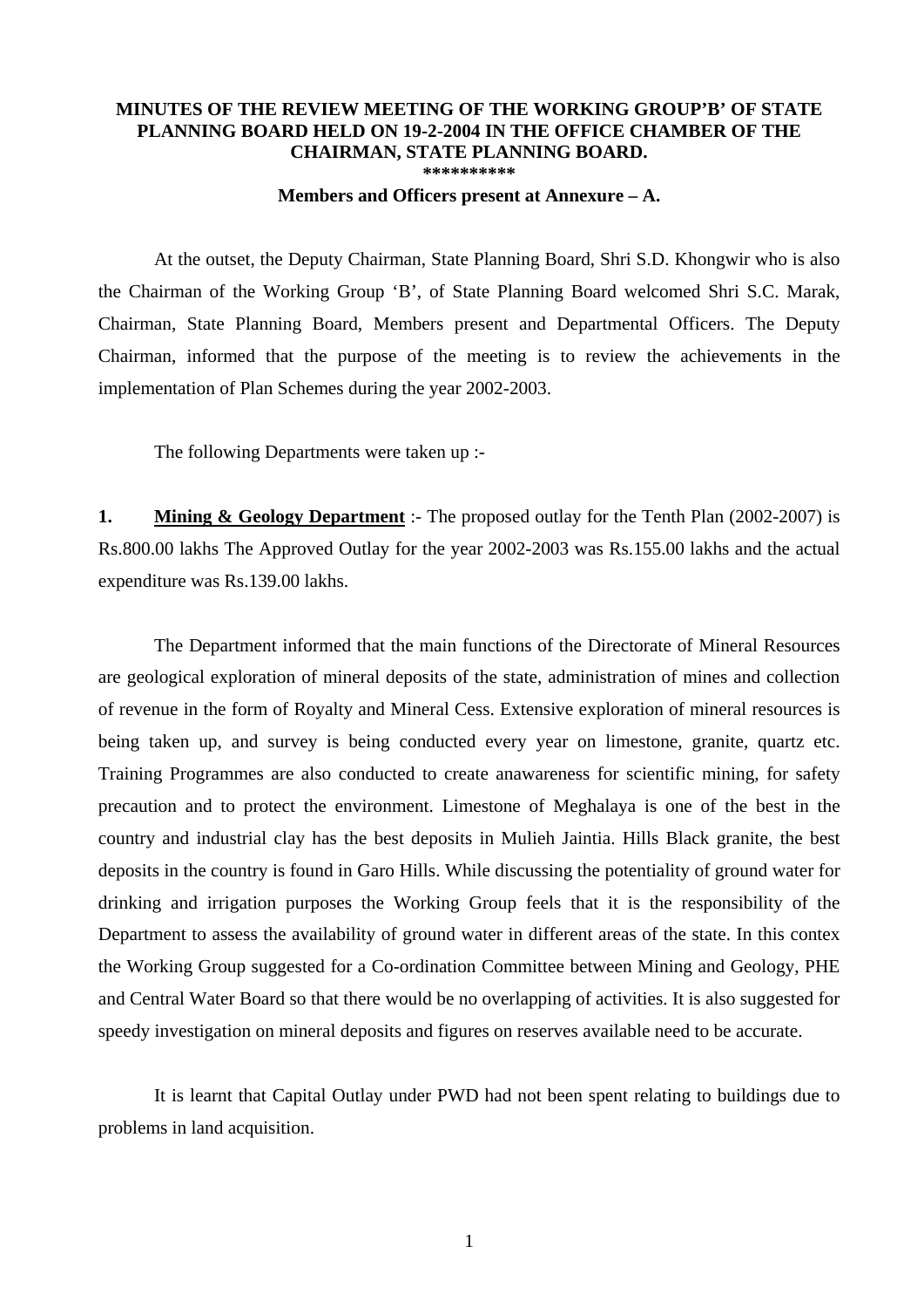**MINUTES OF THE REVIEW MEETING OF THE WORKING GROUP'B' OF STATE PLANNING BOARD HELD ON 19-2-2004 IN THE OFFICE CHAMBER OF THE CHAIRMAN, STATE PLANNING BOARD.**

**\*\*\*\*\*\*\*\*\*\***

**Members and Officers present at Annexure – A.**

At the outset, the Deputy Chairman, State Planning Board, Shri S.D. Khongwir who is also the Chairman of the Working Group 'B', of State Planning Board welcomed Shri S.C. Marak, Chairman, State Planning Board, Members present and Departmental Officers. The Deputy Chairman, informed that the purpose of the meeting is to review the achievements in the implementation of Plan Schemes during the year 2002-2003.

The following Departments were taken up :-

**1. <u>Mining & Geology Department</u>** :- The proposed outlay for the Tenth Plan (2002-2007) is Rs.800.00 lakhs The Approved Outlay for the year 2002-2003 was Rs.155.00 lakhs and the actual expenditure was Rs.139.00 lakhs.

The Department informed that the main functions of the Directorate of Mineral Resources are geological exploration of mineral deposits of the state, administration of mines and collection of revenue in the form of Royalty and Mineral Cess. Extensive exploration of mineral resources is being taken up, and survey is being conducted every year on limestone, granite, quartz etc. Training Programmes are also conducted to create anawareness for scientific mining, for safety precaution and to protect the environment. Limestone of Meghalaya is one of the best in the country and industrial clay has the best deposits in Mulieh Jaintia. Hills Black granite, the best deposits in the country is found in Garo Hills. While discussing the potentiality of ground water for drinking and irrigation purposes the Working Group feels that it is the responsibility of the Department to assess the availability of ground water in different areas of the state. In this contex the Working Group suggested for a Co-ordination Committee between Mining and Geology, PHE and Central Water Board so that there would be no overlapping of activities. It is also suggested for speedy investigation on mineral deposits and figures on reserves available need to be accurate.

It is learnt that Capital Outlay under PWD had not been spent relating to buildings due to problems in land acquisition.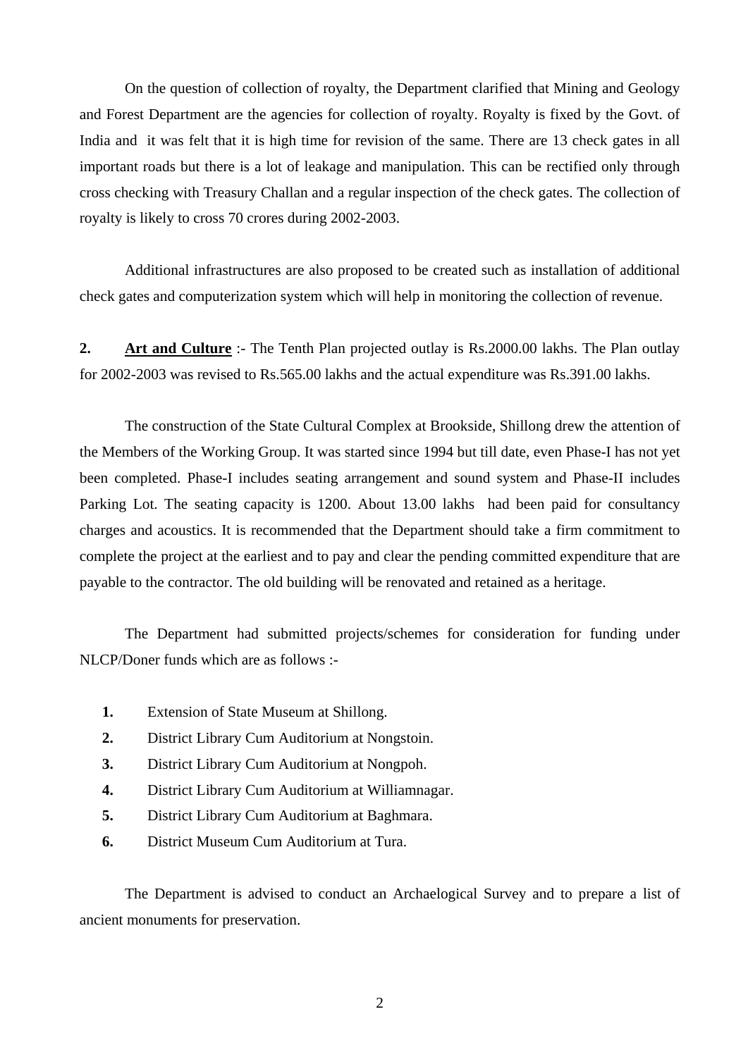On the question of collection of royalty, the Department clarified that Mining and Geology and Forest Department are the agencies for collection of royalty. Royalty is fixed by the Govt. of India and it was felt that it is high time for revision of the same. There are 13 check gates in all important roads but there is a lot of leakage and manipulation. This can be rectified only through cross checking with Treasury Challan and a regular inspection of the check gates. The collection of royalty is likely to cross 70 crores during 2002-2003.

Additional infrastructures are also proposed to be created such as installation of additional check gates and computerization system which will help in monitoring the collection of revenue.

**2.** **Art and Culture** :- The Tenth Plan projected outlay is Rs.2000.00 lakhs. The Plan outlay for 2002-2003 was revised to Rs.565.00 lakhs and the actual expenditure was Rs.391.00 lakhs.

The construction of the State Cultural Complex at Brookside, Shillong drew the attention of the Members of the Working Group. It was started since 1994 but till date, even Phase-I has not yet been completed. Phase-I includes seating arrangement and sound system and Phase-II includes Parking Lot. The seating capacity is 1200. About 13.00 lakhs had been paid for consultancy charges and acoustics. It is recommended that the Department should take a firm commitment to complete the project at the earliest and to pay and clear the pending committed expenditure that are payable to the contractor. The old building will be renovated and retained as a heritage.

The Department had submitted projects/schemes for consideration for funding under NLCP/Doner funds which are as follows :-

1. Extension of State Museum at Shillong.
2. District Library Cum Auditorium at Nongstoin.
3. District Library Cum Auditorium at Nongpoh.
4. District Library Cum Auditorium at Williamnagar.
5. District Library Cum Auditorium at Baghmara.
6. District Museum Cum Auditorium at Tura.

The Department is advised to conduct an Archaelogical Survey and to prepare a list of ancient monuments for preservation.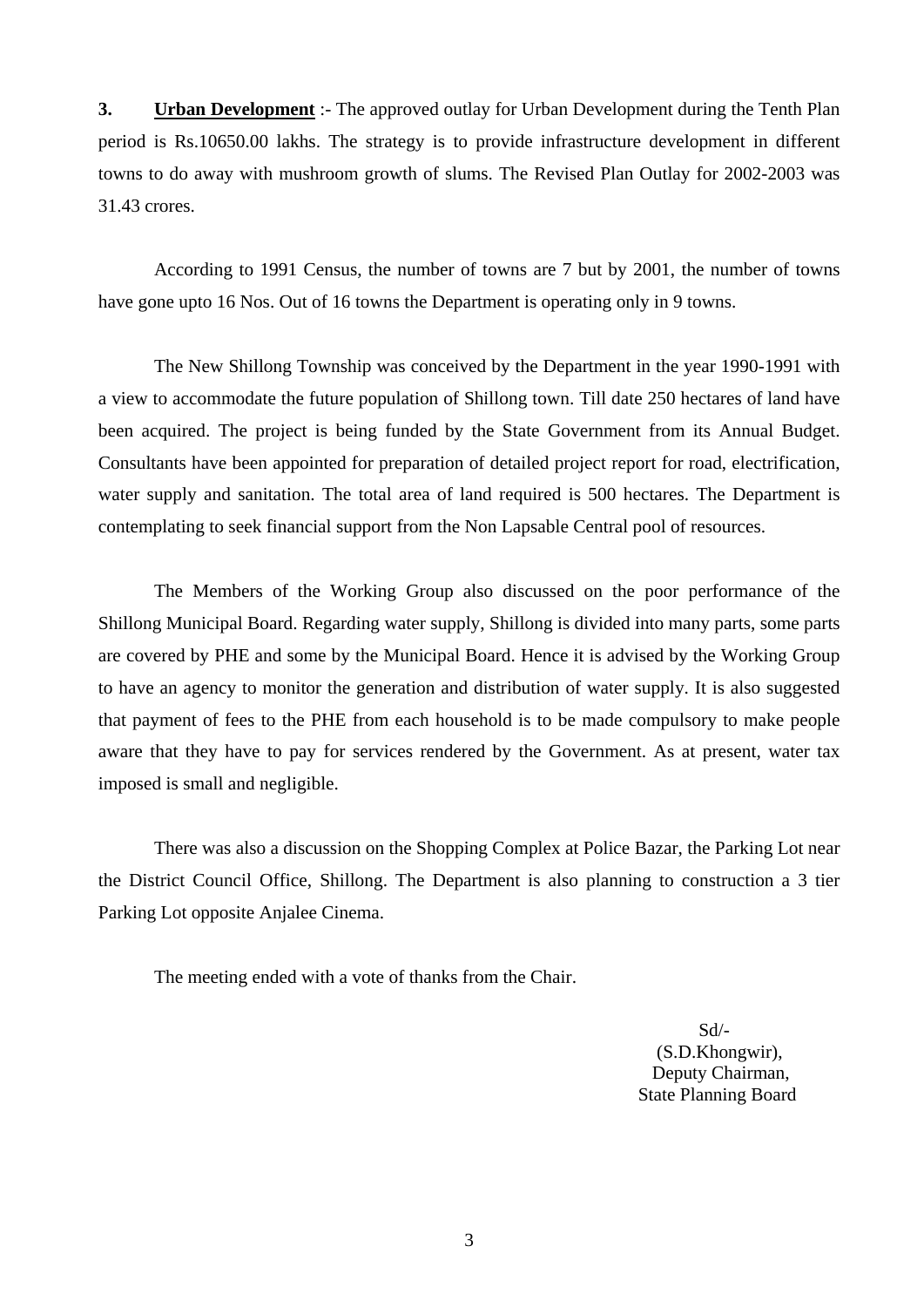**3.** **Urban Development** :- The approved outlay for Urban Development during the Tenth Plan period is Rs.10650.00 lakhs. The strategy is to provide infrastructure development in different towns to do away with mushroom growth of slums. The Revised Plan Outlay for 2002-2003 was 31.43 crores.

According to 1991 Census, the number of towns are 7 but by 2001, the number of towns have gone upto 16 Nos. Out of 16 towns the Department is operating only in 9 towns.

The New Shillong Township was conceived by the Department in the year 1990-1991 with a view to accommodate the future population of Shillong town. Till date 250 hectares of land have been acquired. The project is being funded by the State Government from its Annual Budget. Consultants have been appointed for preparation of detailed project report for road, electrification, water supply and sanitation. The total area of land required is 500 hectares. The Department is contemplating to seek financial support from the Non Lapsable Central pool of resources.

The Members of the Working Group also discussed on the poor performance of the Shillong Municipal Board. Regarding water supply, Shillong is divided into many parts, some parts are covered by PHE and some by the Municipal Board. Hence it is advised by the Working Group to have an agency to monitor the generation and distribution of water supply. It is also suggested that payment of fees to the PHE from each household is to be made compulsory to make people aware that they have to pay for services rendered by the Government. As at present, water tax imposed is small and negligible.

There was also a discussion on the Shopping Complex at Police Bazar, the Parking Lot near the District Council Office, Shillong. The Department is also planning to construction a 3 tier Parking Lot opposite Anjalee Cinema.

The meeting ended with a vote of thanks from the Chair.

Sd/-
(S.D.Khongwir),
Deputy Chairman,
State Planning Board